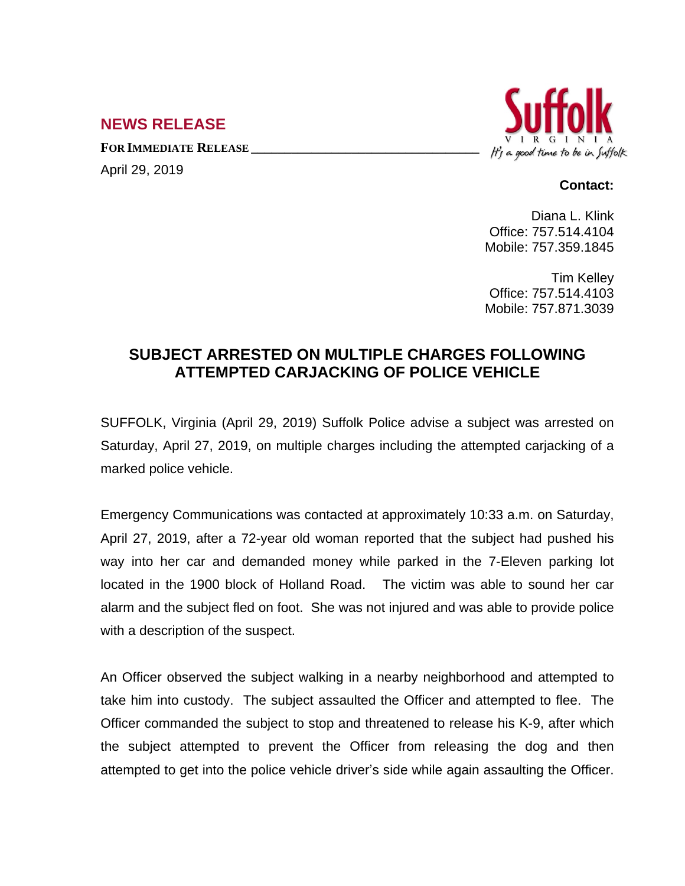## NEWS RELEASE

**FOR IMMEDIATE RELEASE**

April 29, 2019

**Contact:**

Diana L. Klink
Office: 757.514.4104
Mobile: 757.359.1845

Tim Kelley
Office: 757.514.4103
Mobile: 757.871.3039

# SUBJECT ARRESTED ON MULTIPLE CHARGES FOLLOWING ATTEMPTED CARJACKING OF POLICE VEHICLE

SUFFOLK, Virginia (April 29, 2019) Suffolk Police advise a subject was arrested on Saturday, April 27, 2019, on multiple charges including the attempted carjacking of a marked police vehicle.

Emergency Communications was contacted at approximately 10:33 a.m. on Saturday, April 27, 2019, after a 72-year old woman reported that the subject had pushed his way into her car and demanded money while parked in the 7-Eleven parking lot located in the 1900 block of Holland Road. The victim was able to sound her car alarm and the subject fled on foot. She was not injured and was able to provide police with a description of the suspect.

An Officer observed the subject walking in a nearby neighborhood and attempted to take him into custody. The subject assaulted the Officer and attempted to flee. The Officer commanded the subject to stop and threatened to release his K-9, after which the subject attempted to prevent the Officer from releasing the dog and then attempted to get into the police vehicle driver's side while again assaulting the Officer.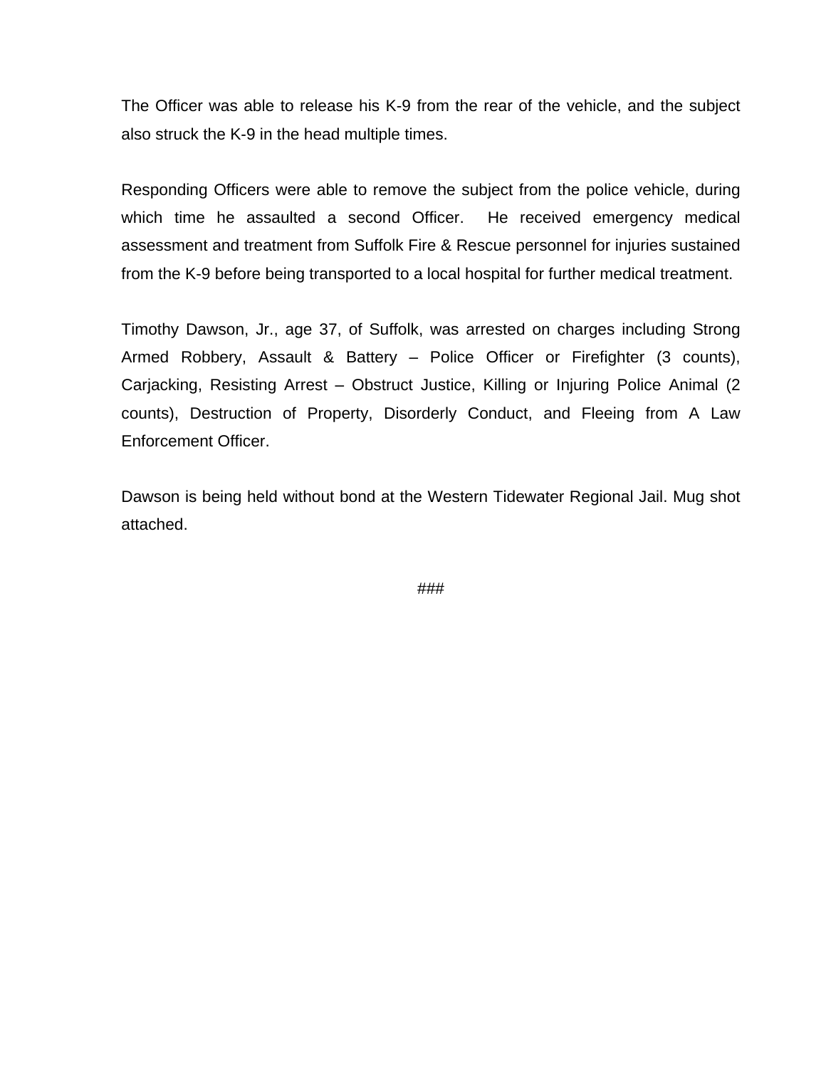The Officer was able to release his K-9 from the rear of the vehicle, and the subject also struck the K-9 in the head multiple times.

Responding Officers were able to remove the subject from the police vehicle, during which time he assaulted a second Officer. He received emergency medical assessment and treatment from Suffolk Fire & Rescue personnel for injuries sustained from the K-9 before being transported to a local hospital for further medical treatment.

Timothy Dawson, Jr., age 37, of Suffolk, was arrested on charges including Strong Armed Robbery, Assault & Battery – Police Officer or Firefighter (3 counts), Carjacking, Resisting Arrest – Obstruct Justice, Killing or Injuring Police Animal (2 counts), Destruction of Property, Disorderly Conduct, and Fleeing from A Law Enforcement Officer.

Dawson is being held without bond at the Western Tidewater Regional Jail. Mug shot attached.

###